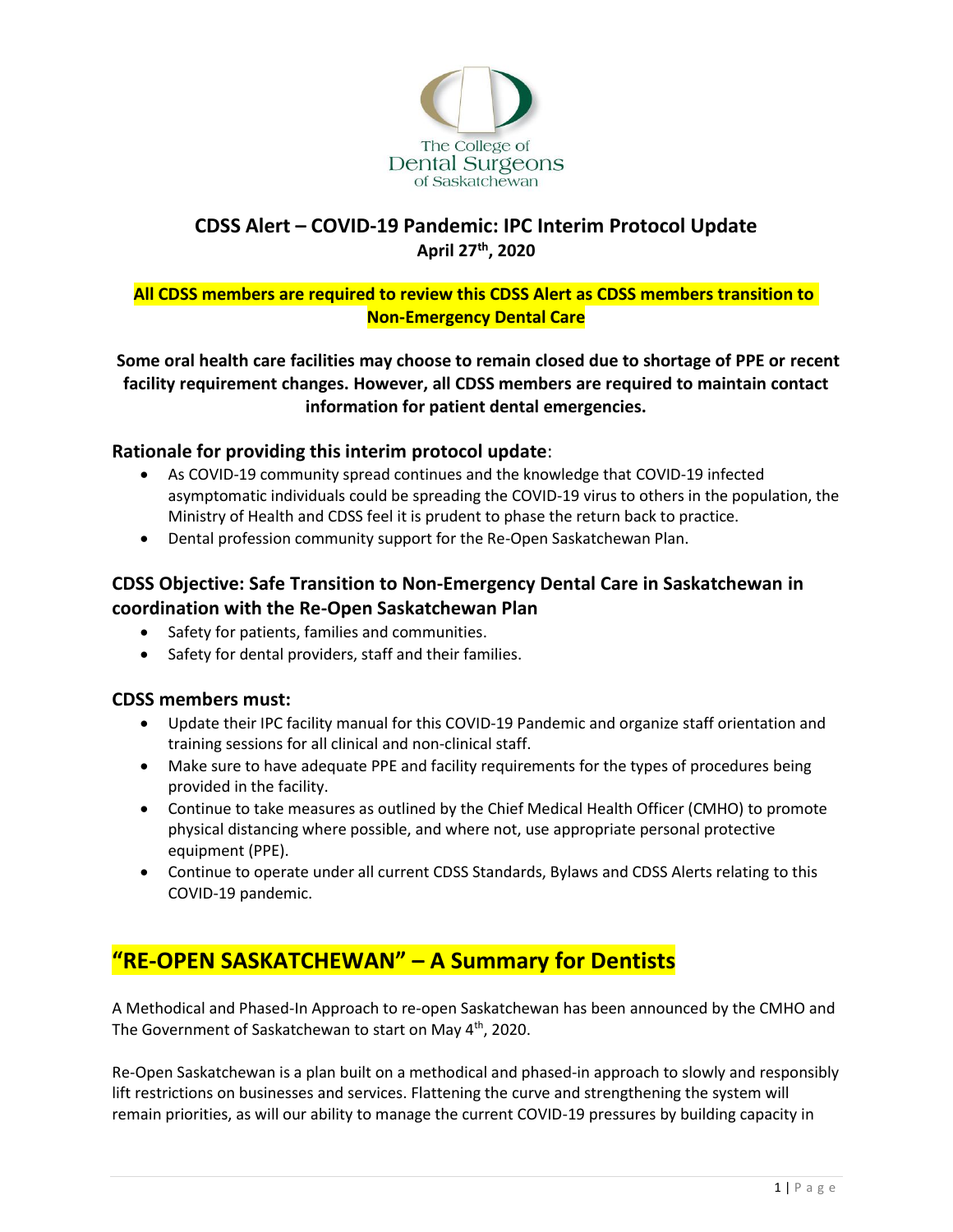The College of Dental Surgeons of Saskatchewan

# CDSS Alert – COVID-19 Pandemic: IPC Interim Protocol Update

**April 27th, 2020**

**All CDSS members are required to review this CDSS Alert as CDSS members transition to Non-Emergency Dental Care**

**Some oral health care facilities may choose to remain closed due to shortage of PPE or recent facility requirement changes. However, all CDSS members are required to maintain contact information for patient dental emergencies.**

### Rationale for providing this interim protocol update:

- As COVID-19 community spread continues and the knowledge that COVID-19 infected asymptomatic individuals could be spreading the COVID-19 virus to others in the population, the Ministry of Health and CDSS feel it is prudent to phase the return back to practice.
- Dental profession community support for the Re-Open Saskatchewan Plan.

### CDSS Objective: Safe Transition to Non-Emergency Dental Care in Saskatchewan in coordination with the Re-Open Saskatchewan Plan

- Safety for patients, families and communities.
- Safety for dental providers, staff and their families.

### CDSS members must:

- Update their IPC facility manual for this COVID-19 Pandemic and organize staff orientation and training sessions for all clinical and non-clinical staff.
- Make sure to have adequate PPE and facility requirements for the types of procedures being provided in the facility.
- Continue to take measures as outlined by the Chief Medical Health Officer (CMHO) to promote physical distancing where possible, and where not, use appropriate personal protective equipment (PPE).
- Continue to operate under all current CDSS Standards, Bylaws and CDSS Alerts relating to this COVID-19 pandemic.

## "RE-OPEN SASKATCHEWAN" – A Summary for Dentists

A Methodical and Phased-In Approach to re-open Saskatchewan has been announced by the CMHO and The Government of Saskatchewan to start on May 4th, 2020.

Re-Open Saskatchewan is a plan built on a methodical and phased-in approach to slowly and responsibly lift restrictions on businesses and services. Flattening the curve and strengthening the system will remain priorities, as will our ability to manage the current COVID-19 pressures by building capacity in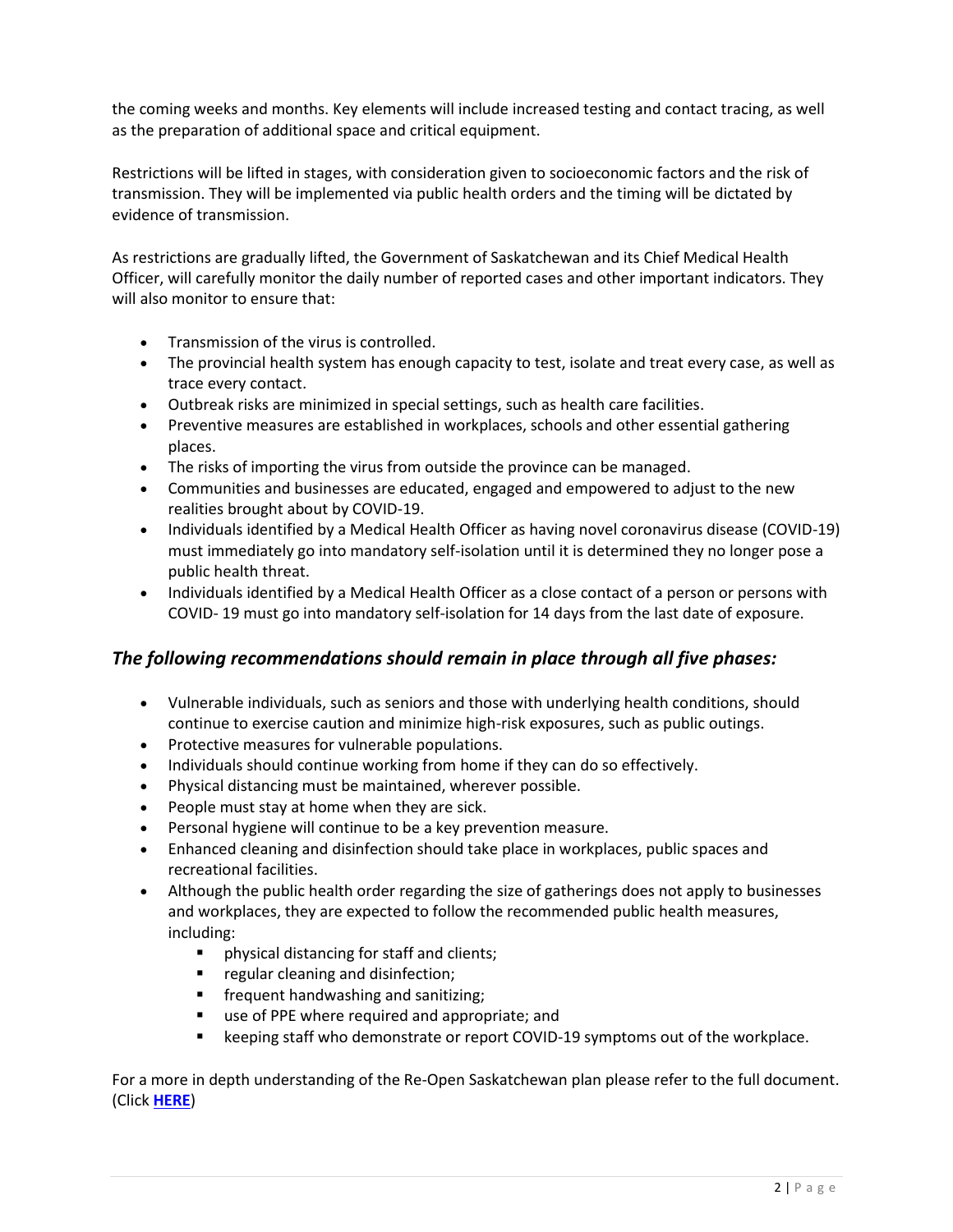the coming weeks and months. Key elements will include increased testing and contact tracing, as well as the preparation of additional space and critical equipment.

Restrictions will be lifted in stages, with consideration given to socioeconomic factors and the risk of transmission. They will be implemented via public health orders and the timing will be dictated by evidence of transmission.

As restrictions are gradually lifted, the Government of Saskatchewan and its Chief Medical Health Officer, will carefully monitor the daily number of reported cases and other important indicators. They will also monitor to ensure that:

- Transmission of the virus is controlled.
- The provincial health system has enough capacity to test, isolate and treat every case, as well as trace every contact.
- Outbreak risks are minimized in special settings, such as health care facilities.
- Preventive measures are established in workplaces, schools and other essential gathering places.
- The risks of importing the virus from outside the province can be managed.
- Communities and businesses are educated, engaged and empowered to adjust to the new realities brought about by COVID-19.
- Individuals identified by a Medical Health Officer as having novel coronavirus disease (COVID-19) must immediately go into mandatory self-isolation until it is determined they no longer pose a public health threat.
- Individuals identified by a Medical Health Officer as a close contact of a person or persons with COVID- 19 must go into mandatory self-isolation for 14 days from the last date of exposure.

## *The following recommendations should remain in place through all five phases:*

- Vulnerable individuals, such as seniors and those with underlying health conditions, should continue to exercise caution and minimize high-risk exposures, such as public outings.
- Protective measures for vulnerable populations.
- Individuals should continue working from home if they can do so effectively.
- Physical distancing must be maintained, wherever possible.
- People must stay at home when they are sick.
- Personal hygiene will continue to be a key prevention measure.
- Enhanced cleaning and disinfection should take place in workplaces, public spaces and recreational facilities.
- Although the public health order regarding the size of gatherings does not apply to businesses and workplaces, they are expected to follow the recommended public health measures, including:
  - physical distancing for staff and clients;
  - regular cleaning and disinfection;
  - frequent handwashing and sanitizing;
  - use of PPE where required and appropriate; and
  - keeping staff who demonstrate or report COVID-19 symptoms out of the workplace.

For a more in depth understanding of the Re-Open Saskatchewan plan please refer to the full document. (Click **HERE**)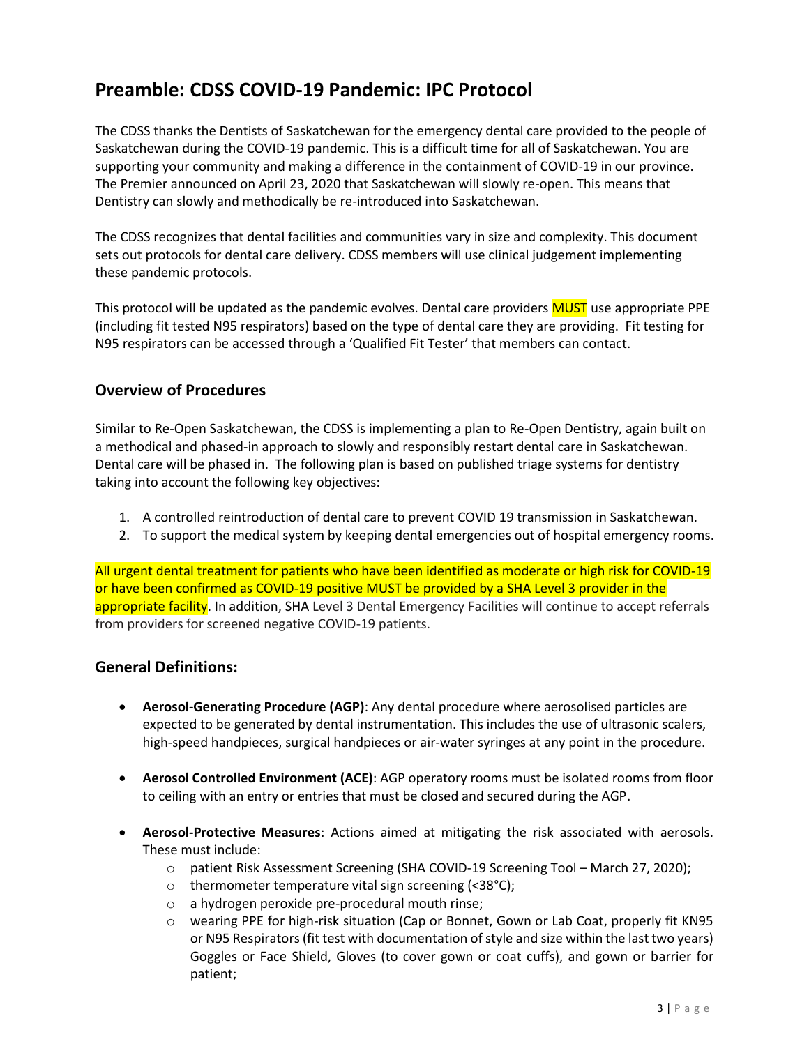# Preamble: CDSS COVID-19 Pandemic: IPC Protocol

The CDSS thanks the Dentists of Saskatchewan for the emergency dental care provided to the people of Saskatchewan during the COVID-19 pandemic. This is a difficult time for all of Saskatchewan. You are supporting your community and making a difference in the containment of COVID-19 in our province. The Premier announced on April 23, 2020 that Saskatchewan will slowly re-open. This means that Dentistry can slowly and methodically be re-introduced into Saskatchewan.

The CDSS recognizes that dental facilities and communities vary in size and complexity. This document sets out protocols for dental care delivery. CDSS members will use clinical judgement implementing these pandemic protocols.

This protocol will be updated as the pandemic evolves. Dental care providers MUST use appropriate PPE (including fit tested N95 respirators) based on the type of dental care they are providing. Fit testing for N95 respirators can be accessed through a 'Qualified Fit Tester' that members can contact.

## Overview of Procedures

Similar to Re-Open Saskatchewan, the CDSS is implementing a plan to Re-Open Dentistry, again built on a methodical and phased-in approach to slowly and responsibly restart dental care in Saskatchewan. Dental care will be phased in. The following plan is based on published triage systems for dentistry taking into account the following key objectives:

1. A controlled reintroduction of dental care to prevent COVID 19 transmission in Saskatchewan.
2. To support the medical system by keeping dental emergencies out of hospital emergency rooms.

All urgent dental treatment for patients who have been identified as moderate or high risk for COVID-19 or have been confirmed as COVID-19 positive MUST be provided by a SHA Level 3 provider in the appropriate facility. In addition, SHA Level 3 Dental Emergency Facilities will continue to accept referrals from providers for screened negative COVID-19 patients.

## General Definitions:

- **Aerosol-Generating Procedure (AGP)**: Any dental procedure where aerosolised particles are expected to be generated by dental instrumentation. This includes the use of ultrasonic scalers, high-speed handpieces, surgical handpieces or air-water syringes at any point in the procedure.

- **Aerosol Controlled Environment (ACE)**: AGP operatory rooms must be isolated rooms from floor to ceiling with an entry or entries that must be closed and secured during the AGP.

- **Aerosol-Protective Measures**: Actions aimed at mitigating the risk associated with aerosols. These must include:
  - patient Risk Assessment Screening (SHA COVID-19 Screening Tool – March 27, 2020);
  - thermometer temperature vital sign screening (<38°C);
  - a hydrogen peroxide pre-procedural mouth rinse;
  - wearing PPE for high-risk situation (Cap or Bonnet, Gown or Lab Coat, properly fit KN95 or N95 Respirators (fit test with documentation of style and size within the last two years) Goggles or Face Shield, Gloves (to cover gown or coat cuffs), and gown or barrier for patient;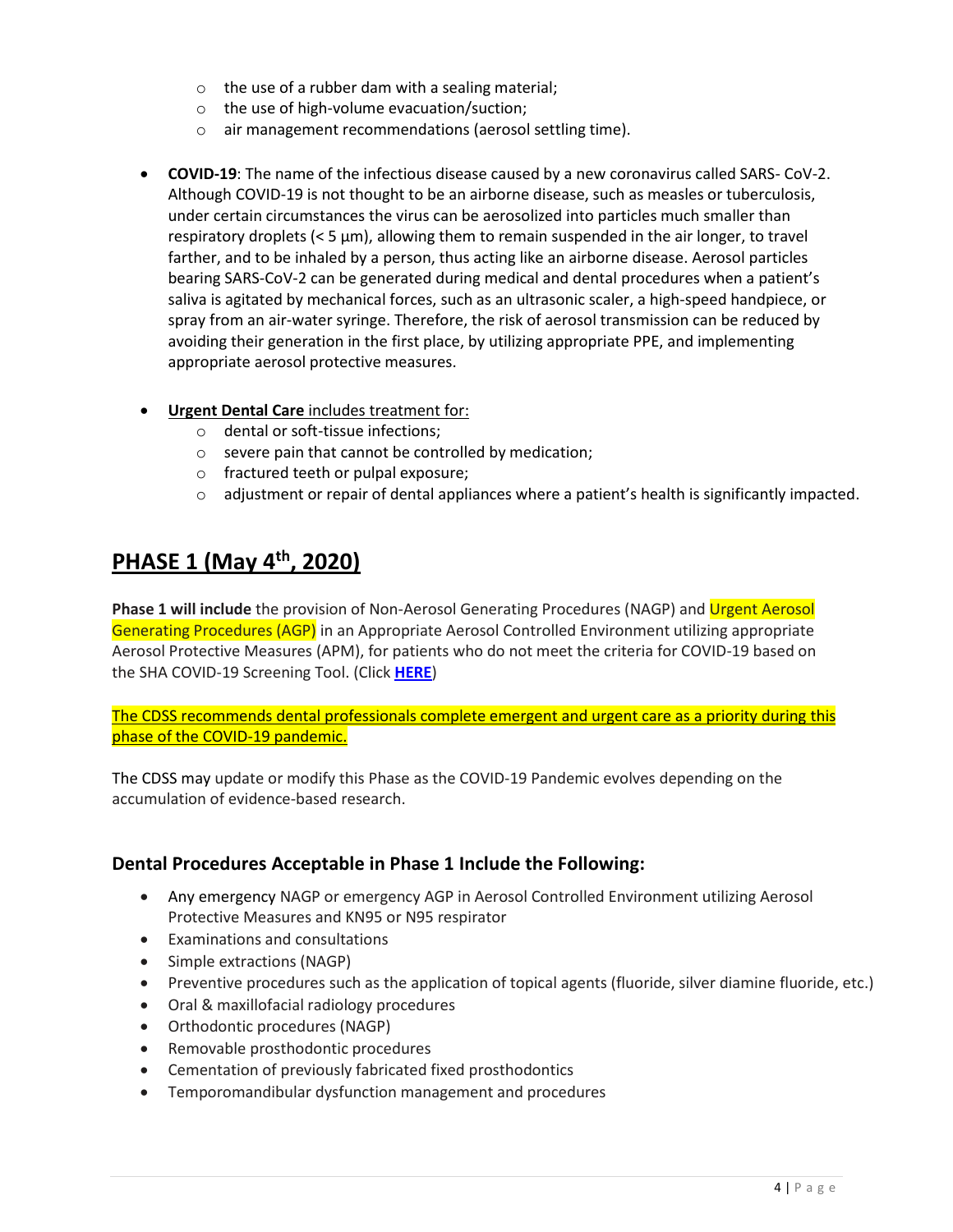- the use of a rubber dam with a sealing material;
  - the use of high-volume evacuation/suction;
  - air management recommendations (aerosol settling time).

- **COVID-19**: The name of the infectious disease caused by a new coronavirus called SARS- CoV-2. Although COVID-19 is not thought to be an airborne disease, such as measles or tuberculosis, under certain circumstances the virus can be aerosolized into particles much smaller than respiratory droplets (< 5 μm), allowing them to remain suspended in the air longer, to travel farther, and to be inhaled by a person, thus acting like an airborne disease. Aerosol particles bearing SARS-CoV-2 can be generated during medical and dental procedures when a patient's saliva is agitated by mechanical forces, such as an ultrasonic scaler, a high-speed handpiece, or spray from an air-water syringe. Therefore, the risk of aerosol transmission can be reduced by avoiding their generation in the first place, by utilizing appropriate PPE, and implementing appropriate aerosol protective measures.

- **Urgent Dental Care** includes treatment for:
  - dental or soft-tissue infections;
  - severe pain that cannot be controlled by medication;
  - fractured teeth or pulpal exposure;
  - adjustment or repair of dental appliances where a patient's health is significantly impacted.

## PHASE 1 (May 4th, 2020)

**Phase 1 will include** the provision of Non-Aerosol Generating Procedures (NAGP) and Urgent Aerosol Generating Procedures (AGP) in an Appropriate Aerosol Controlled Environment utilizing appropriate Aerosol Protective Measures (APM), for patients who do not meet the criteria for COVID-19 based on the SHA COVID-19 Screening Tool. (Click **HERE**)

The CDSS recommends dental professionals complete emergent and urgent care as a priority during this phase of the COVID-19 pandemic.

The CDSS may update or modify this Phase as the COVID-19 Pandemic evolves depending on the accumulation of evidence-based research.

### Dental Procedures Acceptable in Phase 1 Include the Following:

- Any emergency NAGP or emergency AGP in Aerosol Controlled Environment utilizing Aerosol Protective Measures and KN95 or N95 respirator
- Examinations and consultations
- Simple extractions (NAGP)
- Preventive procedures such as the application of topical agents (fluoride, silver diamine fluoride, etc.)
- Oral & maxillofacial radiology procedures
- Orthodontic procedures (NAGP)
- Removable prosthodontic procedures
- Cementation of previously fabricated fixed prosthodontics
- Temporomandibular dysfunction management and procedures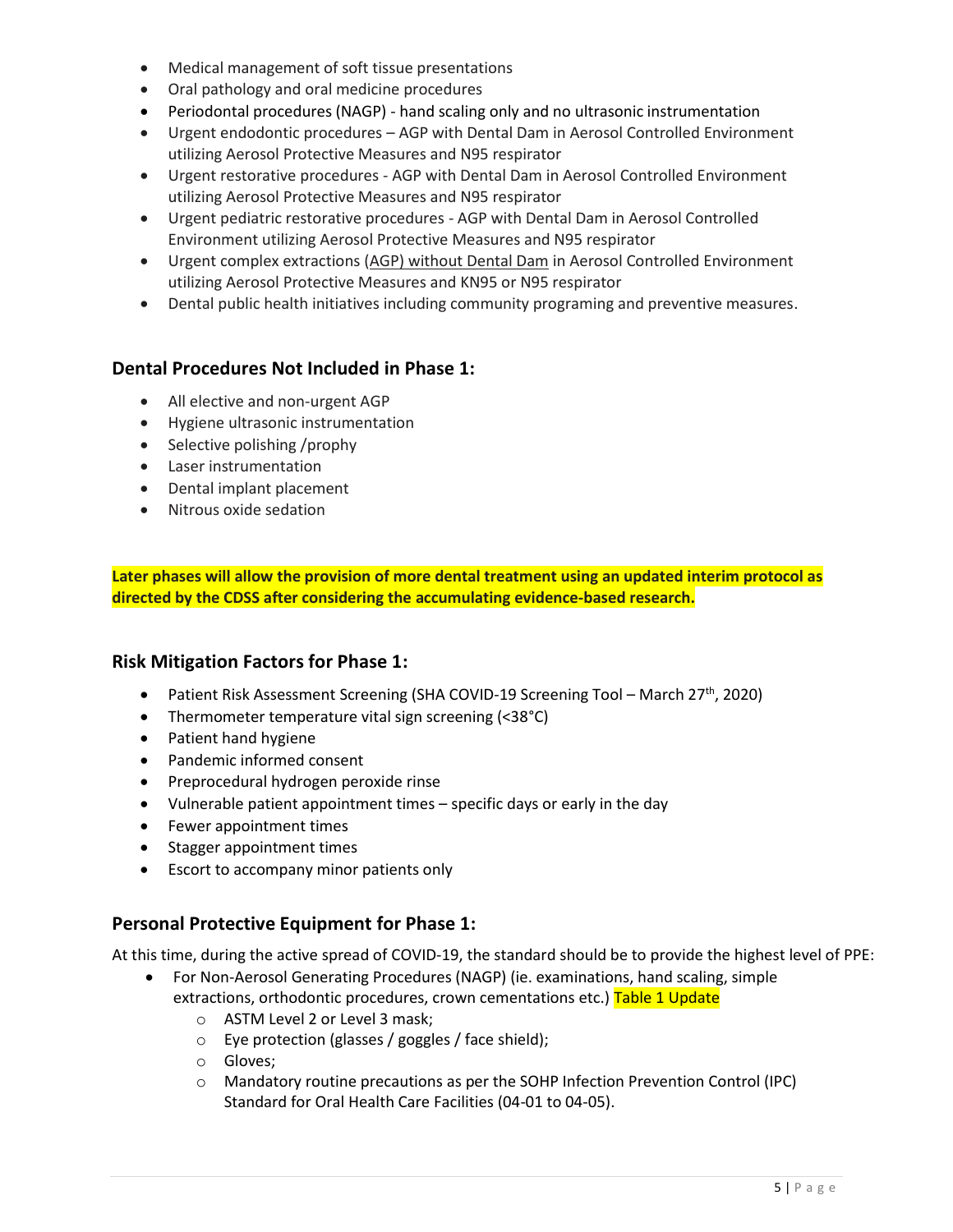- Medical management of soft tissue presentations
- Oral pathology and oral medicine procedures
- Periodontal procedures (NAGP) - hand scaling only and no ultrasonic instrumentation
- Urgent endodontic procedures – AGP with Dental Dam in Aerosol Controlled Environment utilizing Aerosol Protective Measures and N95 respirator
- Urgent restorative procedures - AGP with Dental Dam in Aerosol Controlled Environment utilizing Aerosol Protective Measures and N95 respirator
- Urgent pediatric restorative procedures - AGP with Dental Dam in Aerosol Controlled Environment utilizing Aerosol Protective Measures and N95 respirator
- Urgent complex extractions (AGP) without Dental Dam in Aerosol Controlled Environment utilizing Aerosol Protective Measures and KN95 or N95 respirator
- Dental public health initiatives including community programing and preventive measures.

## Dental Procedures Not Included in Phase 1:

- All elective and non-urgent AGP
- Hygiene ultrasonic instrumentation
- Selective polishing /prophy
- Laser instrumentation
- Dental implant placement
- Nitrous oxide sedation

**Later phases will allow the provision of more dental treatment using an updated interim protocol as directed by the CDSS after considering the accumulating evidence-based research.**

## Risk Mitigation Factors for Phase 1:

- Patient Risk Assessment Screening (SHA COVID-19 Screening Tool – March 27th, 2020)
- Thermometer temperature vital sign screening (<38°C)
- Patient hand hygiene
- Pandemic informed consent
- Preprocedural hydrogen peroxide rinse
- Vulnerable patient appointment times – specific days or early in the day
- Fewer appointment times
- Stagger appointment times
- Escort to accompany minor patients only

## Personal Protective Equipment for Phase 1:

At this time, during the active spread of COVID-19, the standard should be to provide the highest level of PPE:

- For Non-Aerosol Generating Procedures (NAGP) (ie. examinations, hand scaling, simple extractions, orthodontic procedures, crown cementations etc.) Table 1 Update
    - ASTM Level 2 or Level 3 mask;
    - Eye protection (glasses / goggles / face shield);
    - Gloves;
    - Mandatory routine precautions as per the SOHP Infection Prevention Control (IPC) Standard for Oral Health Care Facilities (04-01 to 04-05).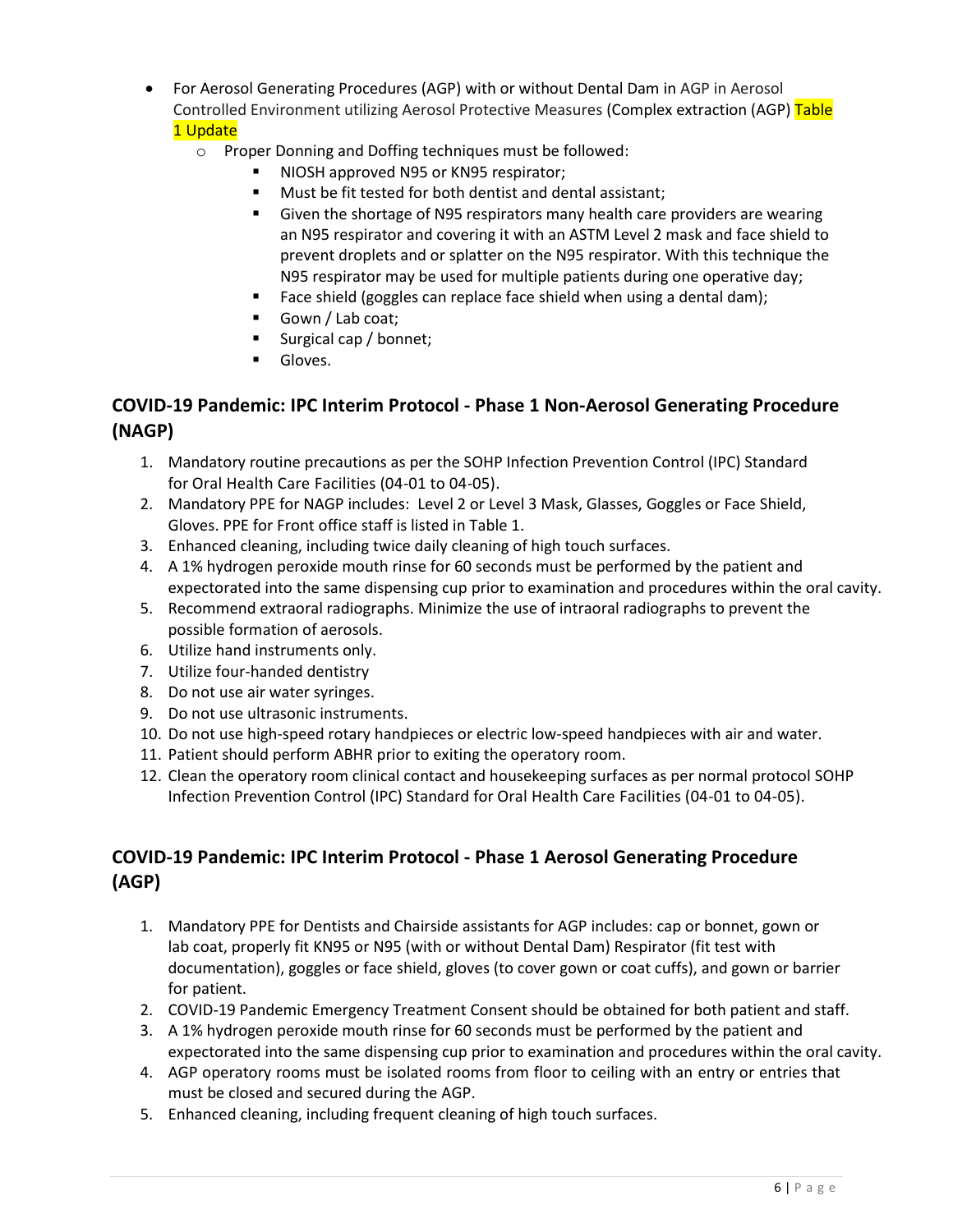- For Aerosol Generating Procedures (AGP) with or without Dental Dam in AGP in Aerosol Controlled Environment utilizing Aerosol Protective Measures (Complex extraction (AGP) Table 1 Update
    - Proper Donning and Doffing techniques must be followed:
        - NIOSH approved N95 or KN95 respirator;
        - Must be fit tested for both dentist and dental assistant;
        - Given the shortage of N95 respirators many health care providers are wearing an N95 respirator and covering it with an ASTM Level 2 mask and face shield to prevent droplets and or splatter on the N95 respirator. With this technique the N95 respirator may be used for multiple patients during one operative day;
        - Face shield (goggles can replace face shield when using a dental dam);
        - Gown / Lab coat;
        - Surgical cap / bonnet;
        - Gloves.

## COVID-19 Pandemic: IPC Interim Protocol - Phase 1 Non-Aerosol Generating Procedure (NAGP)

1. Mandatory routine precautions as per the SOHP Infection Prevention Control (IPC) Standard for Oral Health Care Facilities (04-01 to 04-05).
2. Mandatory PPE for NAGP includes: Level 2 or Level 3 Mask, Glasses, Goggles or Face Shield, Gloves. PPE for Front office staff is listed in Table 1.
3. Enhanced cleaning, including twice daily cleaning of high touch surfaces.
4. A 1% hydrogen peroxide mouth rinse for 60 seconds must be performed by the patient and expectorated into the same dispensing cup prior to examination and procedures within the oral cavity.
5. Recommend extraoral radiographs. Minimize the use of intraoral radiographs to prevent the possible formation of aerosols.
6. Utilize hand instruments only.
7. Utilize four-handed dentistry
8. Do not use air water syringes.
9. Do not use ultrasonic instruments.
10. Do not use high-speed rotary handpieces or electric low-speed handpieces with air and water.
11. Patient should perform ABHR prior to exiting the operatory room.
12. Clean the operatory room clinical contact and housekeeping surfaces as per normal protocol SOHP Infection Prevention Control (IPC) Standard for Oral Health Care Facilities (04-01 to 04-05).

## COVID-19 Pandemic: IPC Interim Protocol - Phase 1 Aerosol Generating Procedure (AGP)

1. Mandatory PPE for Dentists and Chairside assistants for AGP includes: cap or bonnet, gown or lab coat, properly fit KN95 or N95 (with or without Dental Dam) Respirator (fit test with documentation), goggles or face shield, gloves (to cover gown or coat cuffs), and gown or barrier for patient.
2. COVID-19 Pandemic Emergency Treatment Consent should be obtained for both patient and staff.
3. A 1% hydrogen peroxide mouth rinse for 60 seconds must be performed by the patient and expectorated into the same dispensing cup prior to examination and procedures within the oral cavity.
4. AGP operatory rooms must be isolated rooms from floor to ceiling with an entry or entries that must be closed and secured during the AGP.
5. Enhanced cleaning, including frequent cleaning of high touch surfaces.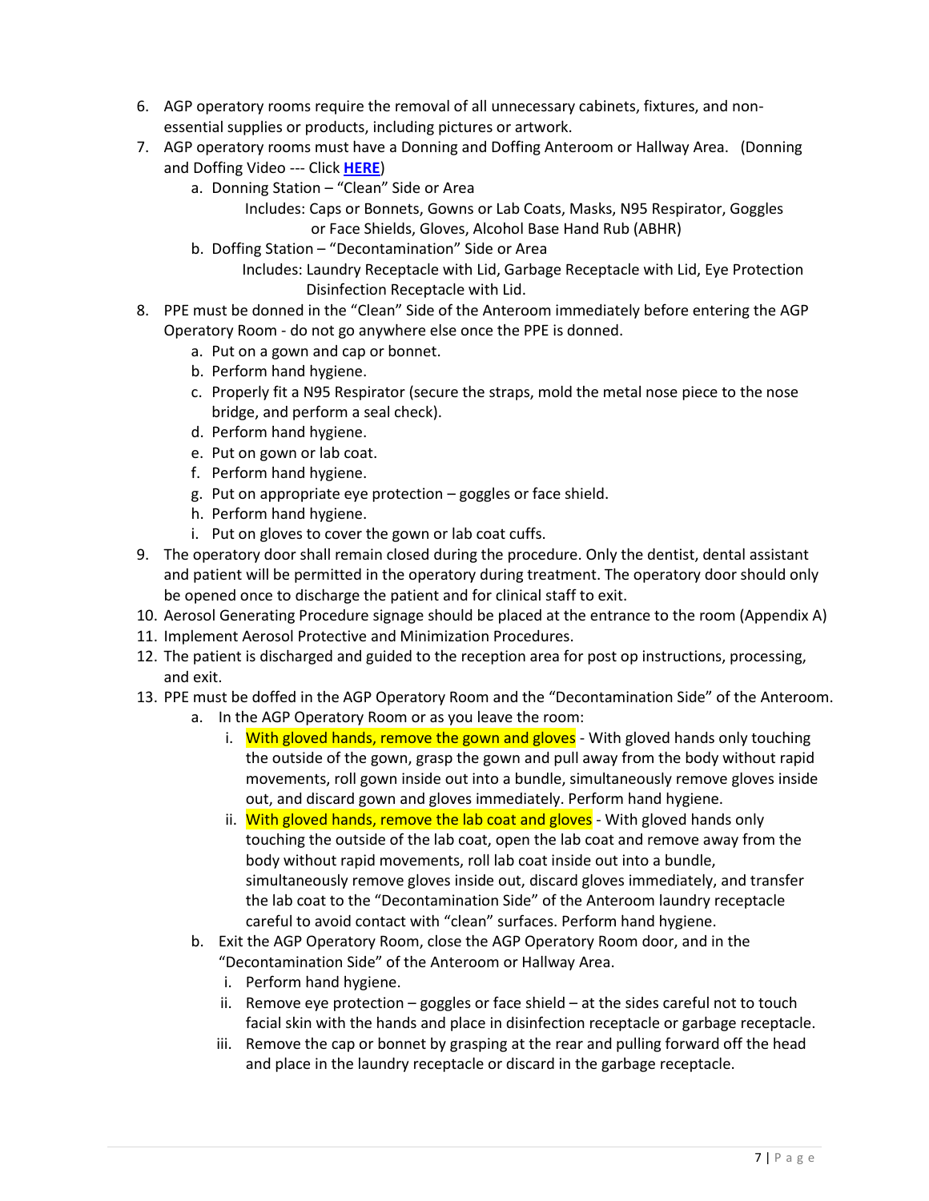6. AGP operatory rooms require the removal of all unnecessary cabinets, fixtures, and non-essential supplies or products, including pictures or artwork.
7. AGP operatory rooms must have a Donning and Doffing Anteroom or Hallway Area. (Donning and Doffing Video --- Click **HERE**)
   a. Donning Station – "Clean" Side or Area
      Includes: Caps or Bonnets, Gowns or Lab Coats, Masks, N95 Respirator, Goggles or Face Shields, Gloves, Alcohol Base Hand Rub (ABHR)
   b. Doffing Station – "Decontamination" Side or Area
      Includes: Laundry Receptacle with Lid, Garbage Receptacle with Lid, Eye Protection Disinfection Receptacle with Lid.
8. PPE must be donned in the "Clean" Side of the Anteroom immediately before entering the AGP Operatory Room - do not go anywhere else once the PPE is donned.
   a. Put on a gown and cap or bonnet.
   b. Perform hand hygiene.
   c. Properly fit a N95 Respirator (secure the straps, mold the metal nose piece to the nose bridge, and perform a seal check).
   d. Perform hand hygiene.
   e. Put on gown or lab coat.
   f. Perform hand hygiene.
   g. Put on appropriate eye protection – goggles or face shield.
   h. Perform hand hygiene.
   i. Put on gloves to cover the gown or lab coat cuffs.
9. The operatory door shall remain closed during the procedure. Only the dentist, dental assistant and patient will be permitted in the operatory during treatment. The operatory door should only be opened once to discharge the patient and for clinical staff to exit.
10. Aerosol Generating Procedure signage should be placed at the entrance to the room (Appendix A)
11. Implement Aerosol Protective and Minimization Procedures.
12. The patient is discharged and guided to the reception area for post op instructions, processing, and exit.
13. PPE must be doffed in the AGP Operatory Room and the "Decontamination Side" of the Anteroom.
   a. In the AGP Operatory Room or as you leave the room:
      i. With gloved hands, remove the gown and gloves - With gloved hands only touching the outside of the gown, grasp the gown and pull away from the body without rapid movements, roll gown inside out into a bundle, simultaneously remove gloves inside out, and discard gown and gloves immediately. Perform hand hygiene.
      ii. With gloved hands, remove the lab coat and gloves - With gloved hands only touching the outside of the lab coat, open the lab coat and remove away from the body without rapid movements, roll lab coat inside out into a bundle, simultaneously remove gloves inside out, discard gloves immediately, and transfer the lab coat to the "Decontamination Side" of the Anteroom laundry receptacle careful to avoid contact with "clean" surfaces. Perform hand hygiene.
   b. Exit the AGP Operatory Room, close the AGP Operatory Room door, and in the "Decontamination Side" of the Anteroom or Hallway Area.
      i. Perform hand hygiene.
      ii. Remove eye protection – goggles or face shield – at the sides careful not to touch facial skin with the hands and place in disinfection receptacle or garbage receptacle.
      iii. Remove the cap or bonnet by grasping at the rear and pulling forward off the head and place in the laundry receptacle or discard in the garbage receptacle.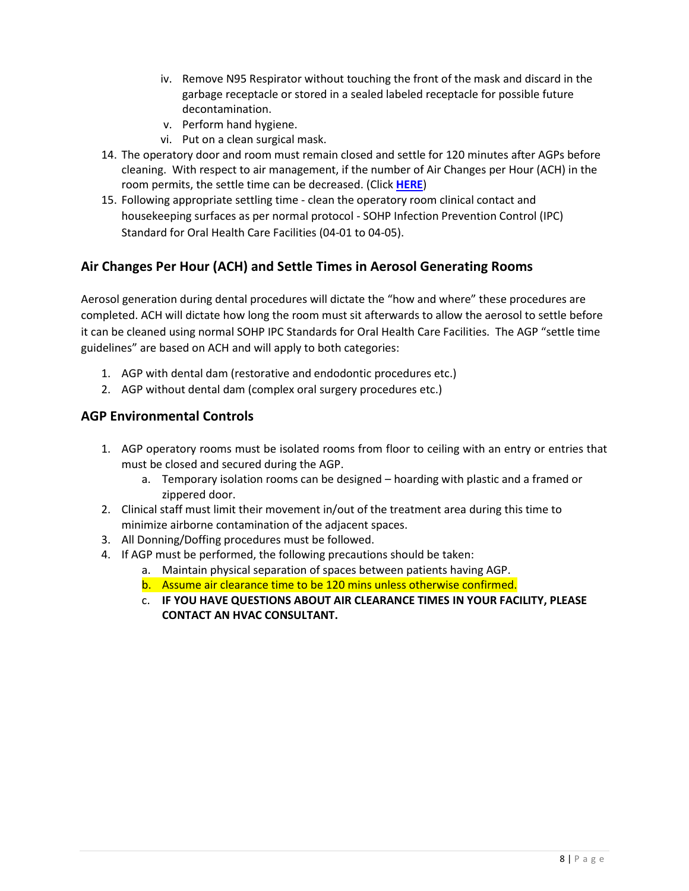iv. Remove N95 Respirator without touching the front of the mask and discard in the garbage receptacle or stored in a sealed labeled receptacle for possible future decontamination.
   v. Perform hand hygiene.
   vi. Put on a clean surgical mask.

14. The operatory door and room must remain closed and settle for 120 minutes after AGPs before cleaning. With respect to air management, if the number of Air Changes per Hour (ACH) in the room permits, the settle time can be decreased. (Click **HERE**)
15. Following appropriate settling time - clean the operatory room clinical contact and housekeeping surfaces as per normal protocol - SOHP Infection Prevention Control (IPC) Standard for Oral Health Care Facilities (04-01 to 04-05).

## Air Changes Per Hour (ACH) and Settle Times in Aerosol Generating Rooms

Aerosol generation during dental procedures will dictate the "how and where" these procedures are completed. ACH will dictate how long the room must sit afterwards to allow the aerosol to settle before it can be cleaned using normal SOHP IPC Standards for Oral Health Care Facilities. The AGP "settle time guidelines" are based on ACH and will apply to both categories:

1. AGP with dental dam (restorative and endodontic procedures etc.)
2. AGP without dental dam (complex oral surgery procedures etc.)

## AGP Environmental Controls

1. AGP operatory rooms must be isolated rooms from floor to ceiling with an entry or entries that must be closed and secured during the AGP.
   a. Temporary isolation rooms can be designed – hoarding with plastic and a framed or zippered door.
2. Clinical staff must limit their movement in/out of the treatment area during this time to minimize airborne contamination of the adjacent spaces.
3. All Donning/Doffing procedures must be followed.
4. If AGP must be performed, the following precautions should be taken:
   a. Maintain physical separation of spaces between patients having AGP.
   b. Assume air clearance time to be 120 mins unless otherwise confirmed.
   c. **IF YOU HAVE QUESTIONS ABOUT AIR CLEARANCE TIMES IN YOUR FACILITY, PLEASE CONTACT AN HVAC CONSULTANT.**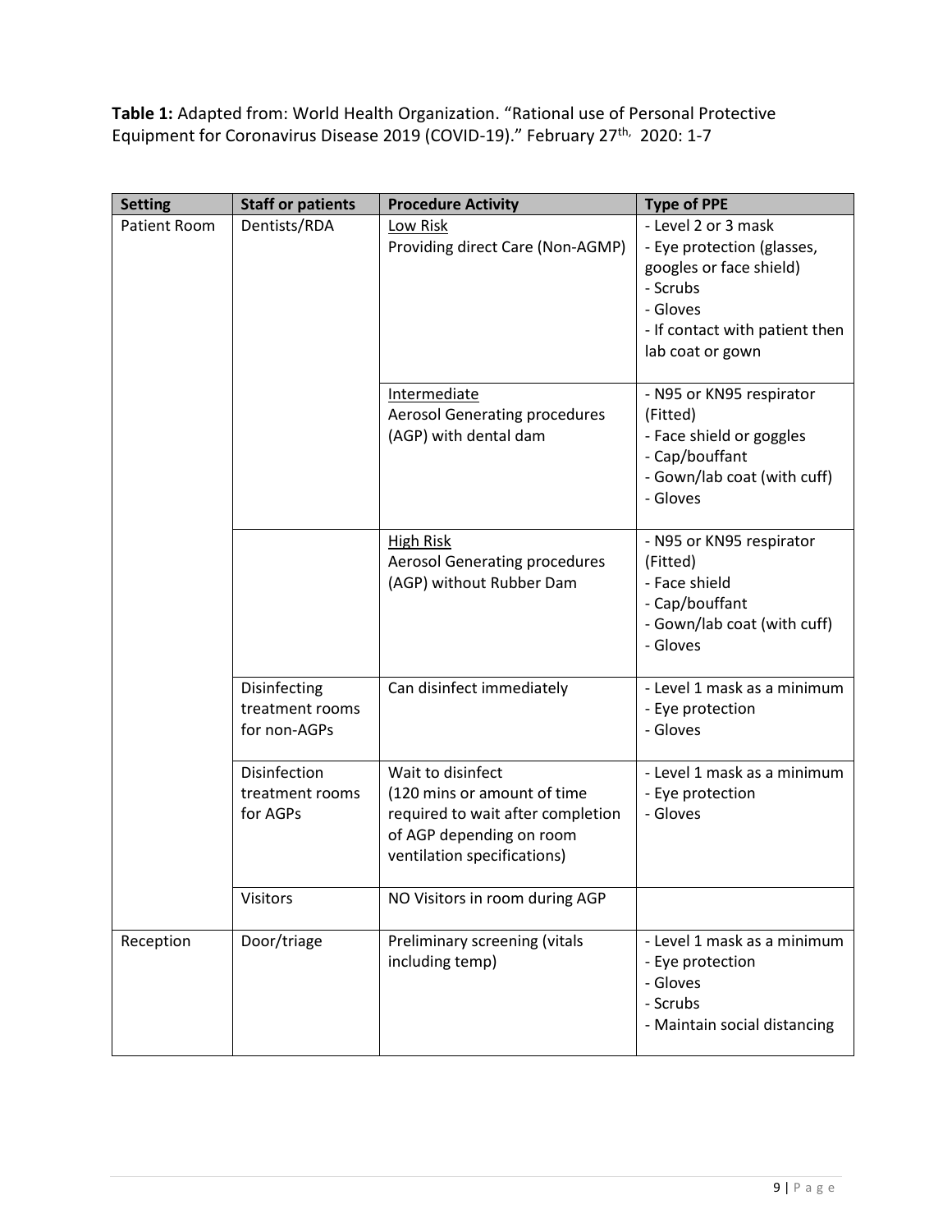**Table 1:** Adapted from: World Health Organization. "Rational use of Personal Protective Equipment for Coronavirus Disease 2019 (COVID-19)." February 27th, 2020: 1-7

| Setting | Staff or patients | Procedure Activity | Type of PPE |
|---|---|---|---|
| Patient Room | Dentists/RDA | Low Risk<br>Providing direct Care (Non-AGMP) | - Level 2 or 3 mask<br>- Eye protection (glasses, googles or face shield)<br>- Scrubs<br>- Gloves<br>- If contact with patient then lab coat or gown |
| | | Intermediate<br>Aerosol Generating procedures (AGP) with dental dam | - N95 or KN95 respirator (Fitted)<br>- Face shield or goggles<br>- Cap/bouffant<br>- Gown/lab coat (with cuff)<br>- Gloves |
| | | High Risk<br>Aerosol Generating procedures (AGP) without Rubber Dam | - N95 or KN95 respirator (Fitted)<br>- Face shield<br>- Cap/bouffant<br>- Gown/lab coat (with cuff)<br>- Gloves |
| | Disinfecting treatment rooms for non-AGPs | Can disinfect immediately | - Level 1 mask as a minimum<br>- Eye protection<br>- Gloves |
| | Disinfection treatment rooms for AGPs | Wait to disinfect<br>(120 mins or amount of time required to wait after completion of AGP depending on room ventilation specifications) | - Level 1 mask as a minimum<br>- Eye protection<br>- Gloves |
| | Visitors | NO Visitors in room during AGP | |
| Reception | Door/triage | Preliminary screening (vitals including temp) | - Level 1 mask as a minimum<br>- Eye protection<br>- Gloves<br>- Scrubs<br>- Maintain social distancing |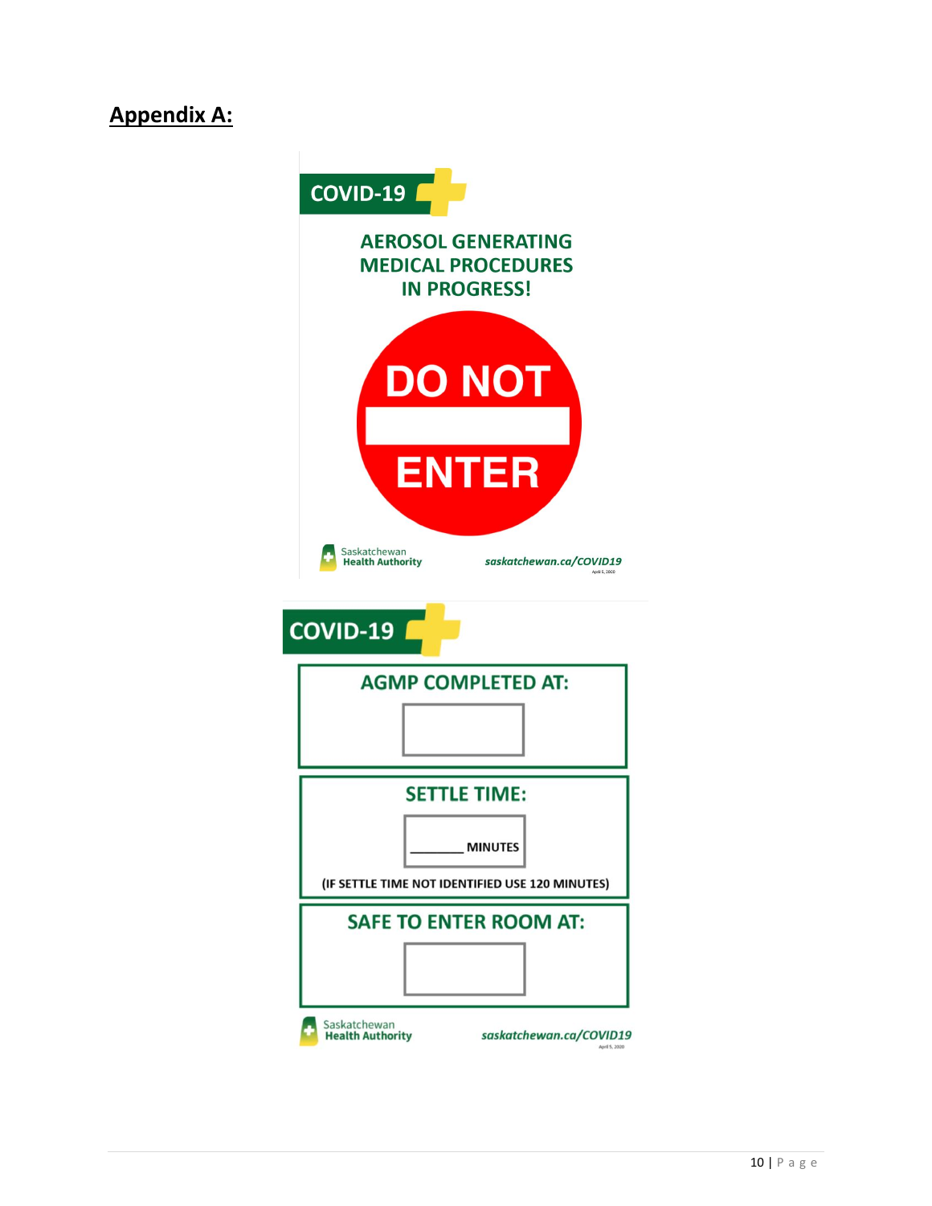## Appendix A:

COVID-19

AEROSOL GENERATING MEDICAL PROCEDURES IN PROGRESS!

DO NOT ENTER

Saskatchewan Health Authority

saskatchewan.ca/COVID19

April 5, 2020

COVID-19

AGMP COMPLETED AT:

SETTLE TIME:

_______ MINUTES

(IF SETTLE TIME NOT IDENTIFIED USE 120 MINUTES)

SAFE TO ENTER ROOM AT:

Saskatchewan Health Authority

saskatchewan.ca/COVID19

April 5, 2020